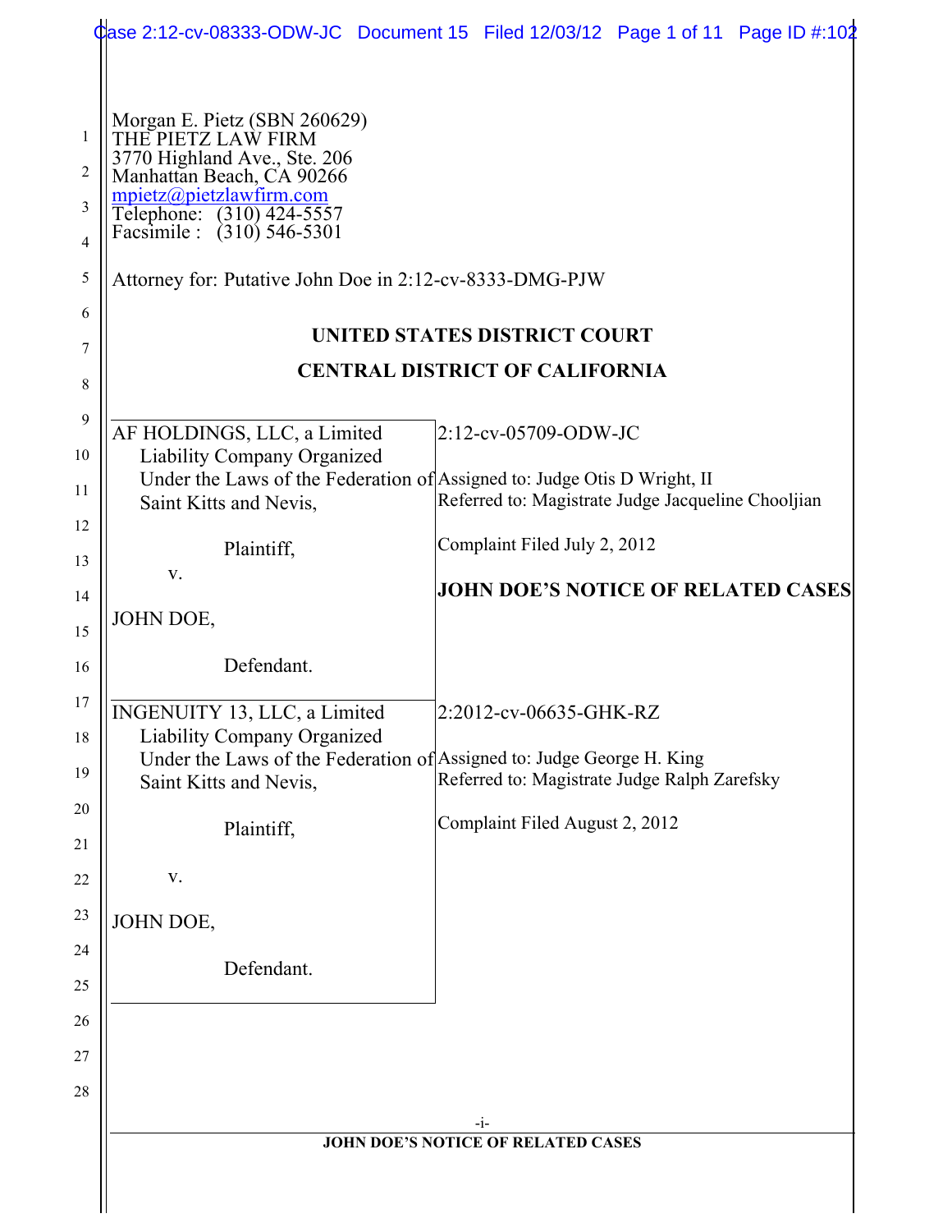Morgan E. Pietz (SBN 260629)
THE PIETZ LAW FIRM
3770 Highland Ave., Ste. 206
Manhattan Beach, CA 90266
mpietz@pietzlawfirm.com
Telephone: (310) 424-5557
Facsimile : (310) 546-5301

Attorney for: Putative John Doe in 2:12-cv-8333-DMG-PJW

**UNITED STATES DISTRICT COURT**

**CENTRAL DISTRICT OF CALIFORNIA**

| | |
|---|---|
| AF HOLDINGS, LLC, a Limited Liability Company Organized Under the Laws of the Federation of Saint Kitts and Nevis,<br><br>Plaintiff,<br><br>v.<br><br>JOHN DOE,<br><br>Defendant. | 2:12-cv-05709-ODW-JC<br><br>Assigned to: Judge Otis D Wright, II<br>Referred to: Magistrate Judge Jacqueline Chooljian<br><br>Complaint Filed July 2, 2012<br><br>**JOHN DOE'S NOTICE OF RELATED CASES** |
| INGENUITY 13, LLC, a Limited Liability Company Organized Under the Laws of the Federation of Saint Kitts and Nevis,<br><br>Plaintiff,<br><br>v.<br><br>JOHN DOE,<br><br>Defendant. | 2:2012-cv-06635-GHK-RZ<br><br>Assigned to: Judge George H. King<br>Referred to: Magistrate Judge Ralph Zarefsky<br><br>Complaint Filed August 2, 2012 |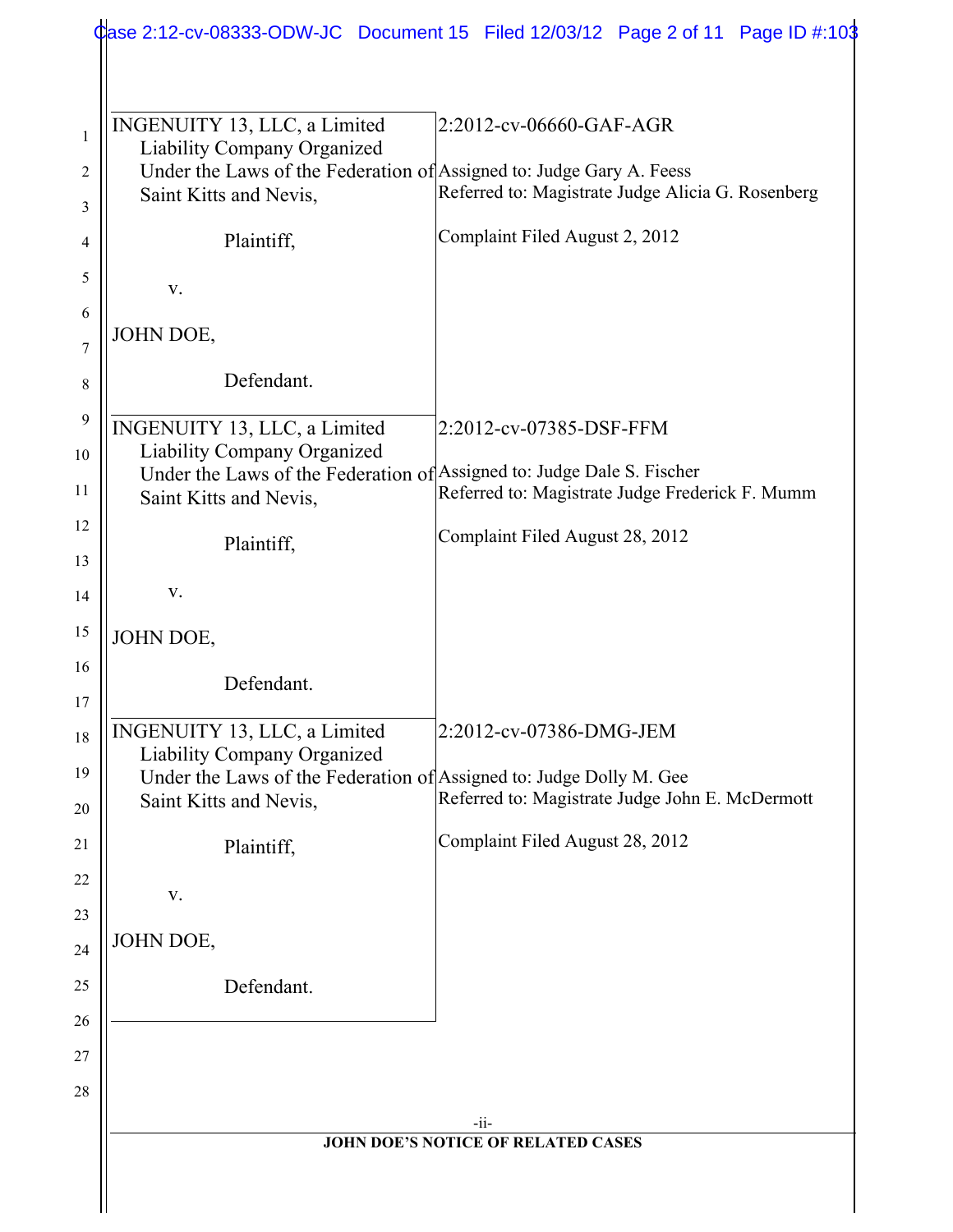| | |
|---|---|
| INGENUITY 13, LLC, a Limited Liability Company Organized Under the Laws of the Federation of Saint Kitts and Nevis,<br><br>Plaintiff,<br><br>v.<br><br>JOHN DOE,<br><br>Defendant. | 2:2012-cv-06660-GAF-AGR<br><br>Assigned to: Judge Gary A. Feess<br>Referred to: Magistrate Judge Alicia G. Rosenberg<br><br>Complaint Filed August 2, 2012 |
| INGENUITY 13, LLC, a Limited Liability Company Organized Under the Laws of the Federation of Saint Kitts and Nevis,<br><br>Plaintiff,<br><br>v.<br><br>JOHN DOE,<br><br>Defendant. | 2:2012-cv-07385-DSF-FFM<br><br>Assigned to: Judge Dale S. Fischer<br>Referred to: Magistrate Judge Frederick F. Mumm<br><br>Complaint Filed August 28, 2012 |
| INGENUITY 13, LLC, a Limited Liability Company Organized Under the Laws of the Federation of Saint Kitts and Nevis,<br><br>Plaintiff,<br><br>v.<br><br>JOHN DOE,<br><br>Defendant. | 2:2012-cv-07386-DMG-JEM<br><br>Assigned to: Judge Dolly M. Gee<br>Referred to: Magistrate Judge John E. McDermott<br><br>Complaint Filed August 28, 2012 |

JOHN DOE'S NOTICE OF RELATED CASES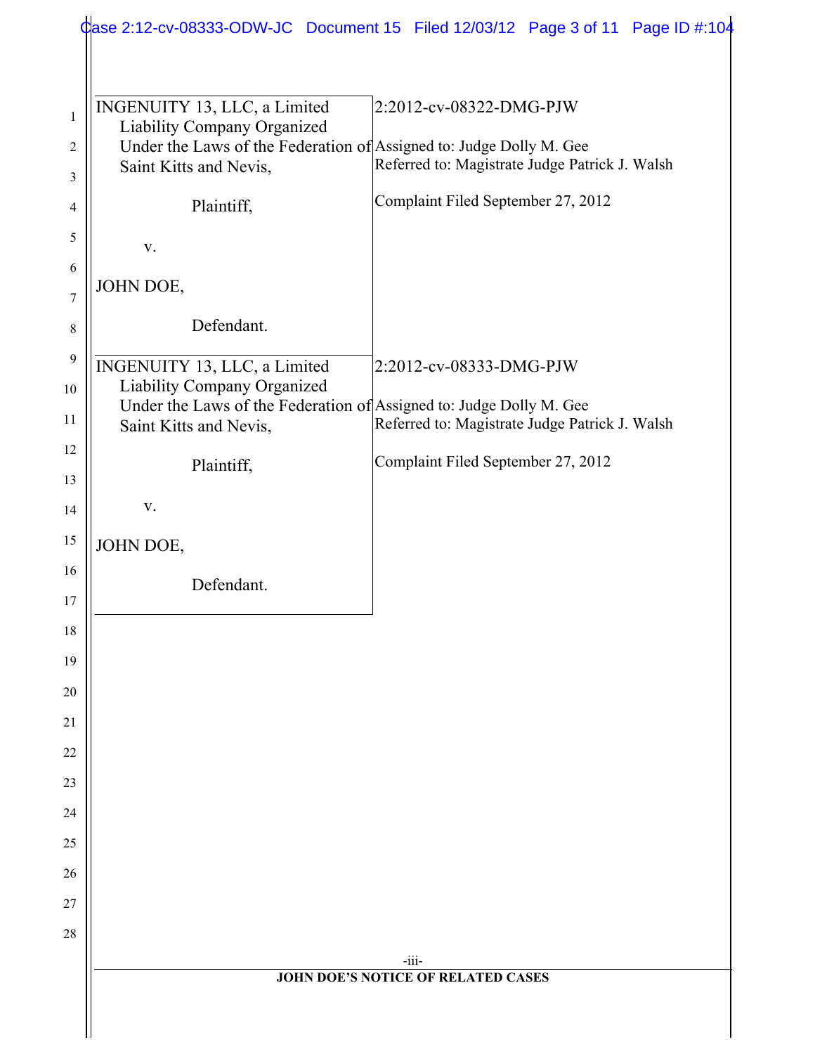| | |
|---|---|
| INGENUITY 13, LLC, a Limited Liability Company Organized Under the Laws of the Federation of Saint Kitts and Nevis,<br><br>Plaintiff,<br><br>v.<br><br>JOHN DOE,<br><br>Defendant. | 2:2012-cv-08322-DMG-PJW<br><br>Assigned to: Judge Dolly M. Gee<br>Referred to: Magistrate Judge Patrick J. Walsh<br><br>Complaint Filed September 27, 2012 |
| INGENUITY 13, LLC, a Limited Liability Company Organized Under the Laws of the Federation of Saint Kitts and Nevis,<br><br>Plaintiff,<br><br>v.<br><br>JOHN DOE,<br><br>Defendant. | 2:2012-cv-08333-DMG-PJW<br><br>Assigned to: Judge Dolly M. Gee<br>Referred to: Magistrate Judge Patrick J. Walsh<br><br>Complaint Filed September 27, 2012 |

JOHN DOE'S NOTICE OF RELATED CASES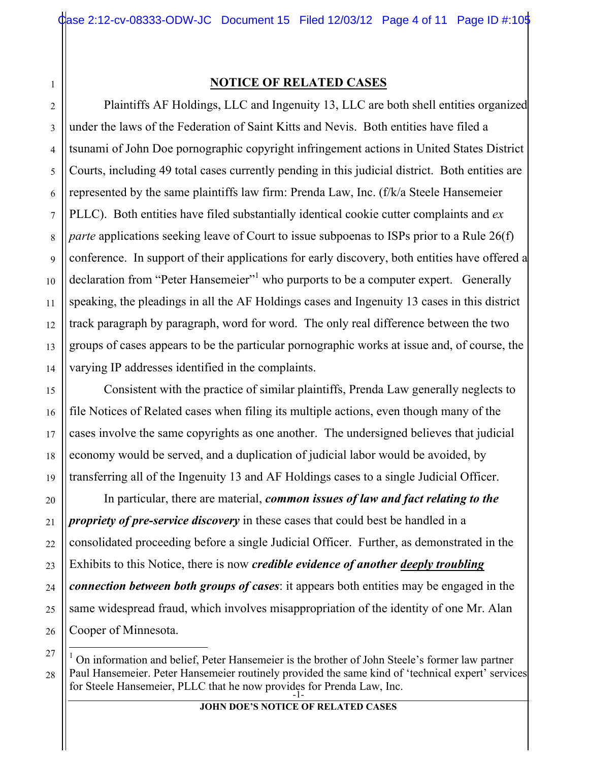## NOTICE OF RELATED CASES

Plaintiffs AF Holdings, LLC and Ingenuity 13, LLC are both shell entities organized under the laws of the Federation of Saint Kitts and Nevis. Both entities have filed a tsunami of John Doe pornographic copyright infringement actions in United States District Courts, including 49 total cases currently pending in this judicial district. Both entities are represented by the same plaintiffs law firm: Prenda Law, Inc. (f/k/a Steele Hansemeier PLLC). Both entities have filed substantially identical cookie cutter complaints and *ex parte* applications seeking leave of Court to issue subpoenas to ISPs prior to a Rule 26(f) conference. In support of their applications for early discovery, both entities have offered a declaration from "Peter Hansemeier"[1] who purports to be a computer expert. Generally speaking, the pleadings in all the AF Holdings cases and Ingenuity 13 cases in this district track paragraph by paragraph, word for word. The only real difference between the two groups of cases appears to be the particular pornographic works at issue and, of course, the varying IP addresses identified in the complaints.

Consistent with the practice of similar plaintiffs, Prenda Law generally neglects to file Notices of Related cases when filing its multiple actions, even though many of the cases involve the same copyrights as one another. The undersigned believes that judicial economy would be served, and a duplication of judicial labor would be avoided, by transferring all of the Ingenuity 13 and AF Holdings cases to a single Judicial Officer.

In particular, there are material, ***common issues of law and fact relating to the propriety of pre-service discovery*** in these cases that could best be handled in a consolidated proceeding before a single Judicial Officer. Further, as demonstrated in the Exhibits to this Notice, there is now ***credible evidence of another <u>deeply troubling</u> connection between both groups of cases***: it appears both entities may be engaged in the same widespread fraud, which involves misappropriation of the identity of one Mr. Alan Cooper of Minnesota.

---

[1] On information and belief, Peter Hansemeier is the brother of John Steele's former law partner Paul Hansemeier. Peter Hansemeier routinely provided the same kind of 'technical expert' services for Steele Hansemeier, PLLC that he now provides for Prenda Law, Inc.

JOHN DOE'S NOTICE OF RELATED CASES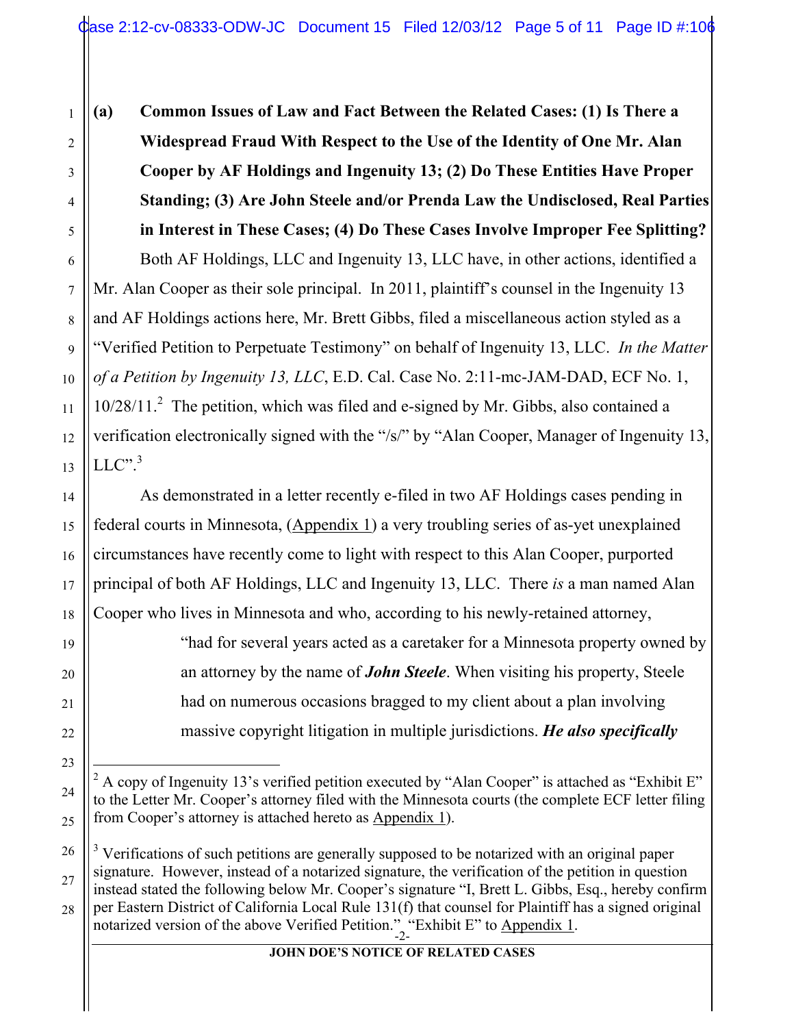**(a) Common Issues of Law and Fact Between the Related Cases: (1) Is There a Widespread Fraud With Respect to the Use of the Identity of One Mr. Alan Cooper by AF Holdings and Ingenuity 13; (2) Do These Entities Have Proper Standing; (3) Are John Steele and/or Prenda Law the Undisclosed, Real Parties in Interest in These Cases; (4) Do These Cases Involve Improper Fee Splitting?**

Both AF Holdings, LLC and Ingenuity 13, LLC have, in other actions, identified a Mr. Alan Cooper as their sole principal. In 2011, plaintiff's counsel in the Ingenuity 13 and AF Holdings actions here, Mr. Brett Gibbs, filed a miscellaneous action styled as a "Verified Petition to Perpetuate Testimony" on behalf of Ingenuity 13, LLC. *In the Matter of a Petition by Ingenuity 13, LLC*, E.D. Cal. Case No. 2:11-mc-JAM-DAD, ECF No. 1, 10/28/11.[2] The petition, which was filed and e-signed by Mr. Gibbs, also contained a verification electronically signed with the "/s/" by "Alan Cooper, Manager of Ingenuity 13, LLC".[3]

As demonstrated in a letter recently e-filed in two AF Holdings cases pending in federal courts in Minnesota, (Appendix 1) a very troubling series of as-yet unexplained circumstances have recently come to light with respect to this Alan Cooper, purported principal of both AF Holdings, LLC and Ingenuity 13, LLC. There *is* a man named Alan Cooper who lives in Minnesota and who, according to his newly-retained attorney,

> "had for several years acted as a caretaker for a Minnesota property owned by an attorney by the name of ***John Steele***. When visiting his property, Steele had on numerous occasions bragged to my client about a plan involving massive copyright litigation in multiple jurisdictions. ***He also specifically***

---

[2] A copy of Ingenuity 13's verified petition executed by "Alan Cooper" is attached as "Exhibit E" to the Letter Mr. Cooper's attorney filed with the Minnesota courts (the complete ECF letter filing from Cooper's attorney is attached hereto as Appendix 1).

[3] Verifications of such petitions are generally supposed to be notarized with an original paper signature. However, instead of a notarized signature, the verification of the petition in question instead stated the following below Mr. Cooper's signature "I, Brett L. Gibbs, Esq., hereby confirm per Eastern District of California Local Rule 131(f) that counsel for Plaintiff has a signed original notarized version of the above Verified Petition." "Exhibit E" to Appendix 1.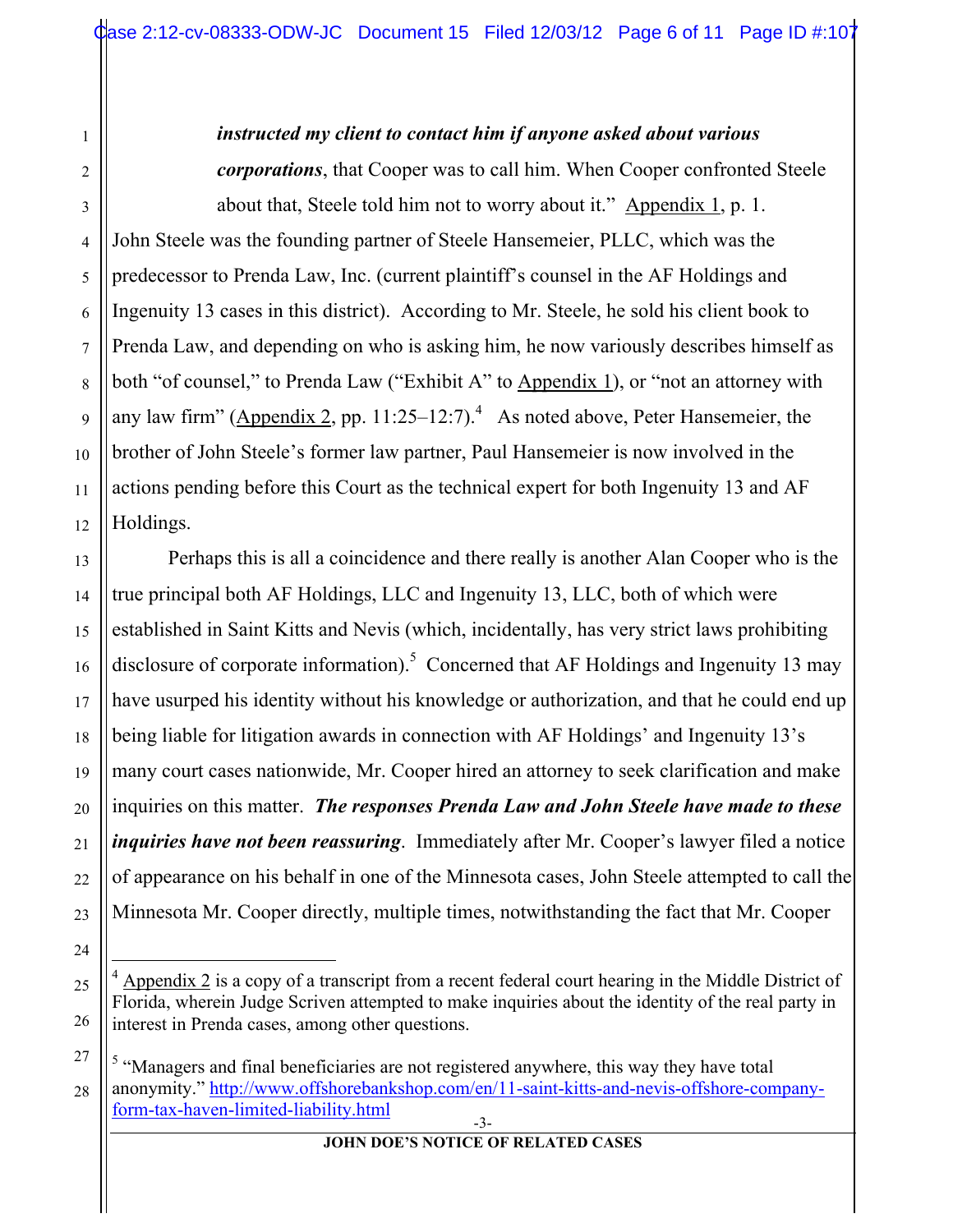> ***instructed my client to contact him if anyone asked about various corporations***, that Cooper was to call him. When Cooper confronted Steele about that, Steele told him not to worry about it." Appendix 1, p. 1.

John Steele was the founding partner of Steele Hansemeier, PLLC, which was the predecessor to Prenda Law, Inc. (current plaintiff's counsel in the AF Holdings and Ingenuity 13 cases in this district). According to Mr. Steele, he sold his client book to Prenda Law, and depending on who is asking him, he now variously describes himself as both "of counsel," to Prenda Law ("Exhibit A" to Appendix 1), or "not an attorney with any law firm" (Appendix 2, pp. 11:25–12:7).[4] As noted above, Peter Hansemeier, the brother of John Steele's former law partner, Paul Hansemeier is now involved in the actions pending before this Court as the technical expert for both Ingenuity 13 and AF Holdings.

Perhaps this is all a coincidence and there really is another Alan Cooper who is the true principal both AF Holdings, LLC and Ingenuity 13, LLC, both of which were established in Saint Kitts and Nevis (which, incidentally, has very strict laws prohibiting disclosure of corporate information).[5] Concerned that AF Holdings and Ingenuity 13 may have usurped his identity without his knowledge or authorization, and that he could end up being liable for litigation awards in connection with AF Holdings' and Ingenuity 13's many court cases nationwide, Mr. Cooper hired an attorney to seek clarification and make inquiries on this matter. ***The responses Prenda Law and John Steele have made to these inquiries have not been reassuring***. Immediately after Mr. Cooper's lawyer filed a notice of appearance on his behalf in one of the Minnesota cases, John Steele attempted to call the Minnesota Mr. Cooper directly, multiple times, notwithstanding the fact that Mr. Cooper

---

[4] Appendix 2 is a copy of a transcript from a recent federal court hearing in the Middle District of Florida, wherein Judge Scriven attempted to make inquiries about the identity of the real party in interest in Prenda cases, among other questions.

[5] "Managers and final beneficiaries are not registered anywhere, this way they have total anonymity." http://www.offshorebankshop.com/en/11-saint-kitts-and-nevis-offshore-company-form-tax-haven-limited-liability.html

JOHN DOE'S NOTICE OF RELATED CASES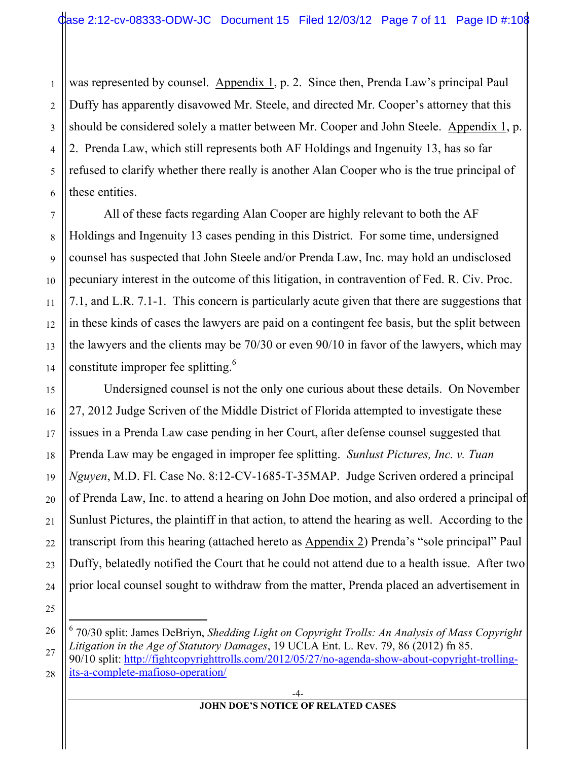was represented by counsel. Appendix 1, p. 2. Since then, Prenda Law's principal Paul Duffy has apparently disavowed Mr. Steele, and directed Mr. Cooper's attorney that this should be considered solely a matter between Mr. Cooper and John Steele. Appendix 1, p. 2. Prenda Law, which still represents both AF Holdings and Ingenuity 13, has so far refused to clarify whether there really is another Alan Cooper who is the true principal of these entities.

All of these facts regarding Alan Cooper are highly relevant to both the AF Holdings and Ingenuity 13 cases pending in this District. For some time, undersigned counsel has suspected that John Steele and/or Prenda Law, Inc. may hold an undisclosed pecuniary interest in the outcome of this litigation, in contravention of Fed. R. Civ. Proc. 7.1, and L.R. 7.1-1. This concern is particularly acute given that there are suggestions that in these kinds of cases the lawyers are paid on a contingent fee basis, but the split between the lawyers and the clients may be 70/30 or even 90/10 in favor of the lawyers, which may constitute improper fee splitting.[6]

Undersigned counsel is not the only one curious about these details. On November 27, 2012 Judge Scriven of the Middle District of Florida attempted to investigate these issues in a Prenda Law case pending in her Court, after defense counsel suggested that Prenda Law may be engaged in improper fee splitting. *Sunlust Pictures, Inc. v. Tuan Nguyen*, M.D. Fl. Case No. 8:12-CV-1685-T-35MAP. Judge Scriven ordered a principal of Prenda Law, Inc. to attend a hearing on John Doe motion, and also ordered a principal of Sunlust Pictures, the plaintiff in that action, to attend the hearing as well. According to the transcript from this hearing (attached hereto as Appendix 2) Prenda's "sole principal" Paul Duffy, belatedly notified the Court that he could not attend due to a health issue. After two prior local counsel sought to withdraw from the matter, Prenda placed an advertisement in

---

[6] 70/30 split: James DeBriyn, *Shedding Light on Copyright Trolls: An Analysis of Mass Copyright Litigation in the Age of Statutory Damages*, 19 UCLA Ent. L. Rev. 79, 86 (2012) fn 85.
90/10 split: http://fightcopyrighttrolls.com/2012/05/27/no-agenda-show-about-copyright-trolling-its-a-complete-mafioso-operation/

JOHN DOE'S NOTICE OF RELATED CASES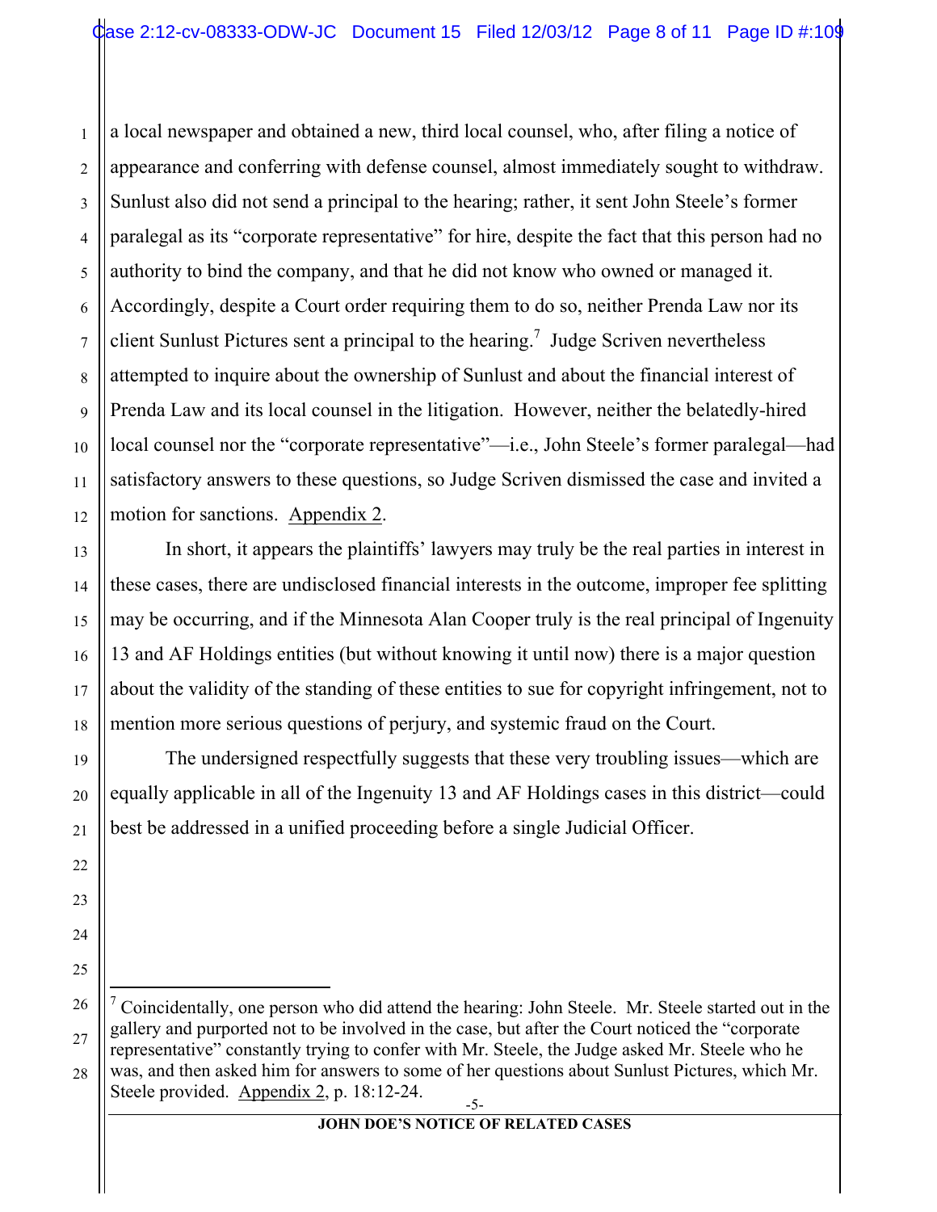a local newspaper and obtained a new, third local counsel, who, after filing a notice of appearance and conferring with defense counsel, almost immediately sought to withdraw. Sunlust also did not send a principal to the hearing; rather, it sent John Steele's former paralegal as its "corporate representative" for hire, despite the fact that this person had no authority to bind the company, and that he did not know who owned or managed it. Accordingly, despite a Court order requiring them to do so, neither Prenda Law nor its client Sunlust Pictures sent a principal to the hearing.[7] Judge Scriven nevertheless attempted to inquire about the ownership of Sunlust and about the financial interest of Prenda Law and its local counsel in the litigation. However, neither the belatedly-hired local counsel nor the "corporate representative"—i.e., John Steele's former paralegal—had satisfactory answers to these questions, so Judge Scriven dismissed the case and invited a motion for sanctions. Appendix 2.

In short, it appears the plaintiffs' lawyers may truly be the real parties in interest in these cases, there are undisclosed financial interests in the outcome, improper fee splitting may be occurring, and if the Minnesota Alan Cooper truly is the real principal of Ingenuity 13 and AF Holdings entities (but without knowing it until now) there is a major question about the validity of the standing of these entities to sue for copyright infringement, not to mention more serious questions of perjury, and systemic fraud on the Court.

The undersigned respectfully suggests that these very troubling issues—which are equally applicable in all of the Ingenuity 13 and AF Holdings cases in this district—could best be addressed in a unified proceeding before a single Judicial Officer.

---

[7] Coincidentally, one person who did attend the hearing: John Steele. Mr. Steele started out in the gallery and purported not to be involved in the case, but after the Court noticed the "corporate representative" constantly trying to confer with Mr. Steele, the Judge asked Mr. Steele who he was, and then asked him for answers to some of her questions about Sunlust Pictures, which Mr. Steele provided. Appendix 2, p. 18:12-24.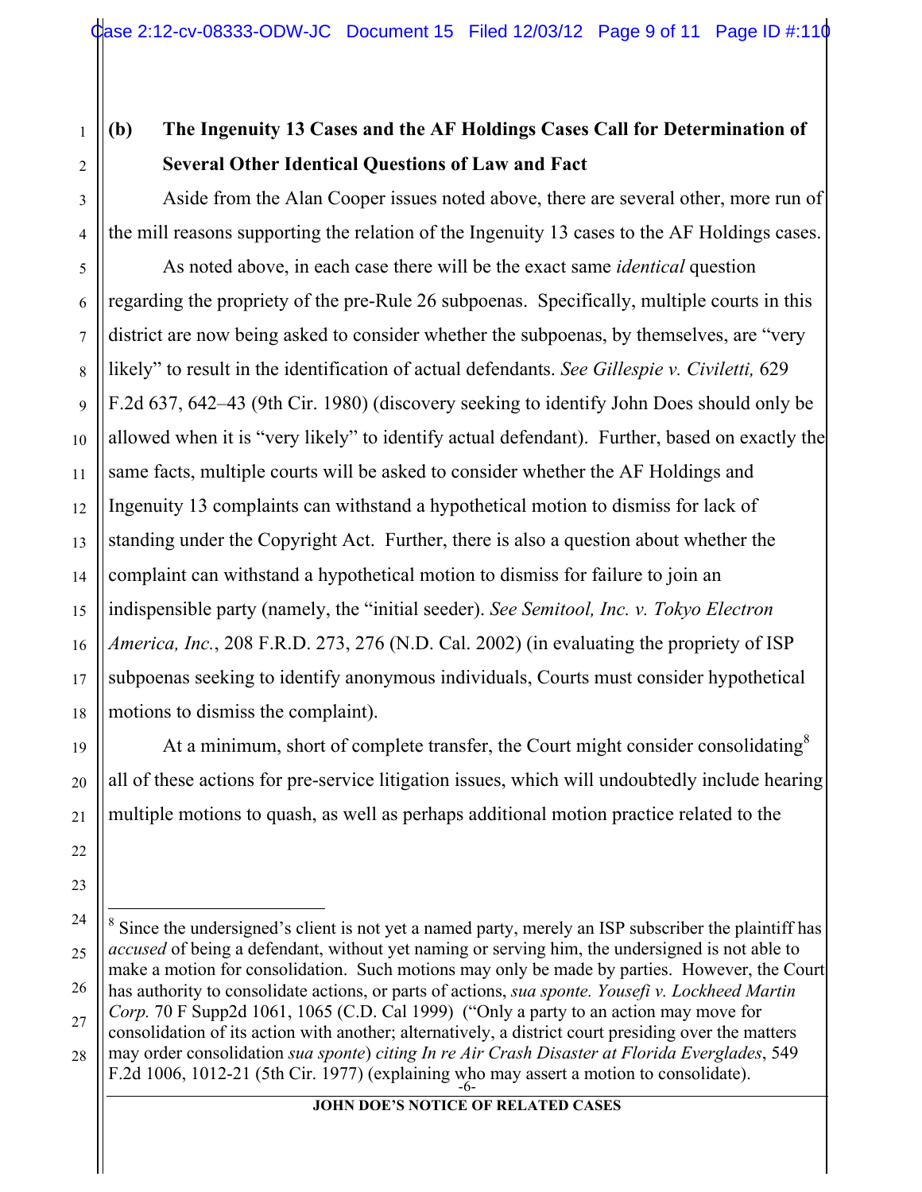### (b) The Ingenuity 13 Cases and the AF Holdings Cases Call for Determination of Several Other Identical Questions of Law and Fact

Aside from the Alan Cooper issues noted above, there are several other, more run of the mill reasons supporting the relation of the Ingenuity 13 cases to the AF Holdings cases.

As noted above, in each case there will be the exact same *identical* question regarding the propriety of the pre-Rule 26 subpoenas. Specifically, multiple courts in this district are now being asked to consider whether the subpoenas, by themselves, are "very likely" to result in the identification of actual defendants. *See Gillespie v. Civiletti,* 629 F.2d 637, 642–43 (9th Cir. 1980) (discovery seeking to identify John Does should only be allowed when it is "very likely" to identify actual defendant). Further, based on exactly the same facts, multiple courts will be asked to consider whether the AF Holdings and Ingenuity 13 complaints can withstand a hypothetical motion to dismiss for lack of standing under the Copyright Act. Further, there is also a question about whether the complaint can withstand a hypothetical motion to dismiss for failure to join an indispensible party (namely, the "initial seeder). *See Semitool, Inc. v. Tokyo Electron America, Inc.*, 208 F.R.D. 273, 276 (N.D. Cal. 2002) (in evaluating the propriety of ISP subpoenas seeking to identify anonymous individuals, Courts must consider hypothetical motions to dismiss the complaint).

At a minimum, short of complete transfer, the Court might consider consolidating[8] all of these actions for pre-service litigation issues, which will undoubtedly include hearing multiple motions to quash, as well as perhaps additional motion practice related to the

---

[8] Since the undersigned's client is not yet a named party, merely an ISP subscriber the plaintiff has *accused* of being a defendant, without yet naming or serving him, the undersigned is not able to make a motion for consolidation. Such motions may only be made by parties. However, the Court has authority to consolidate actions, or parts of actions, *sua sponte. Yousefi v. Lockheed Martin Corp.* 70 F Supp2d 1061, 1065 (C.D. Cal 1999) ("Only a party to an action may move for consolidation of its action with another; alternatively, a district court presiding over the matters may order consolidation *sua sponte*) *citing In re Air Crash Disaster at Florida Everglades*, 549 F.2d 1006, 1012-21 (5th Cir. 1977) (explaining who may assert a motion to consolidate).

JOHN DOE'S NOTICE OF RELATED CASES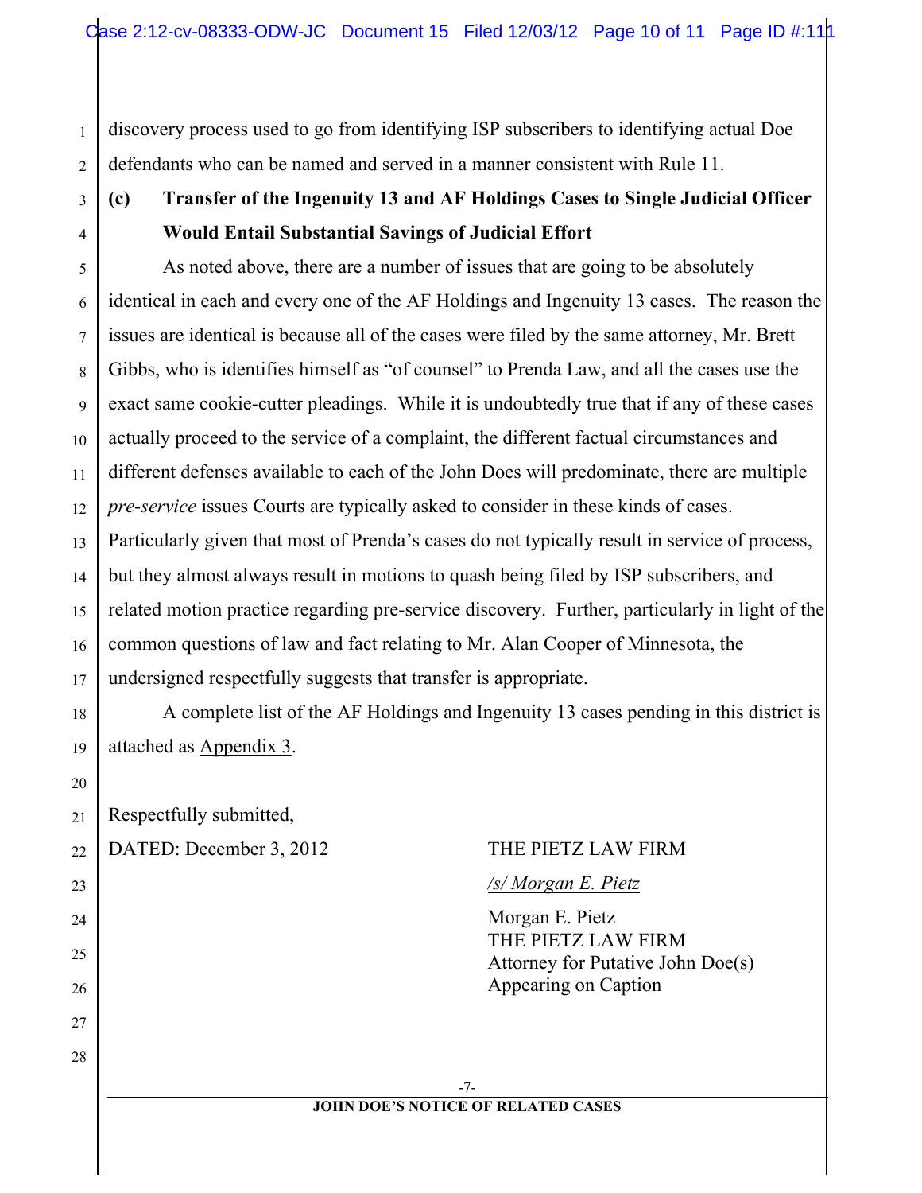discovery process used to go from identifying ISP subscribers to identifying actual Doe defendants who can be named and served in a manner consistent with Rule 11.

### (c) Transfer of the Ingenuity 13 and AF Holdings Cases to Single Judicial Officer Would Entail Substantial Savings of Judicial Effort

As noted above, there are a number of issues that are going to be absolutely identical in each and every one of the AF Holdings and Ingenuity 13 cases. The reason the issues are identical is because all of the cases were filed by the same attorney, Mr. Brett Gibbs, who is identifies himself as "of counsel" to Prenda Law, and all the cases use the exact same cookie-cutter pleadings. While it is undoubtedly true that if any of these cases actually proceed to the service of a complaint, the different factual circumstances and different defenses available to each of the John Does will predominate, there are multiple *pre-service* issues Courts are typically asked to consider in these kinds of cases. Particularly given that most of Prenda's cases do not typically result in service of process, but they almost always result in motions to quash being filed by ISP subscribers, and related motion practice regarding pre-service discovery. Further, particularly in light of the common questions of law and fact relating to Mr. Alan Cooper of Minnesota, the undersigned respectfully suggests that transfer is appropriate.

A complete list of the AF Holdings and Ingenuity 13 cases pending in this district is attached as Appendix 3.

Respectfully submitted,

DATED: December 3, 2012

THE PIETZ LAW FIRM

/s/ Morgan E. Pietz

Morgan E. Pietz
THE PIETZ LAW FIRM
Attorney for Putative John Doe(s) Appearing on Caption

JOHN DOE'S NOTICE OF RELATED CASES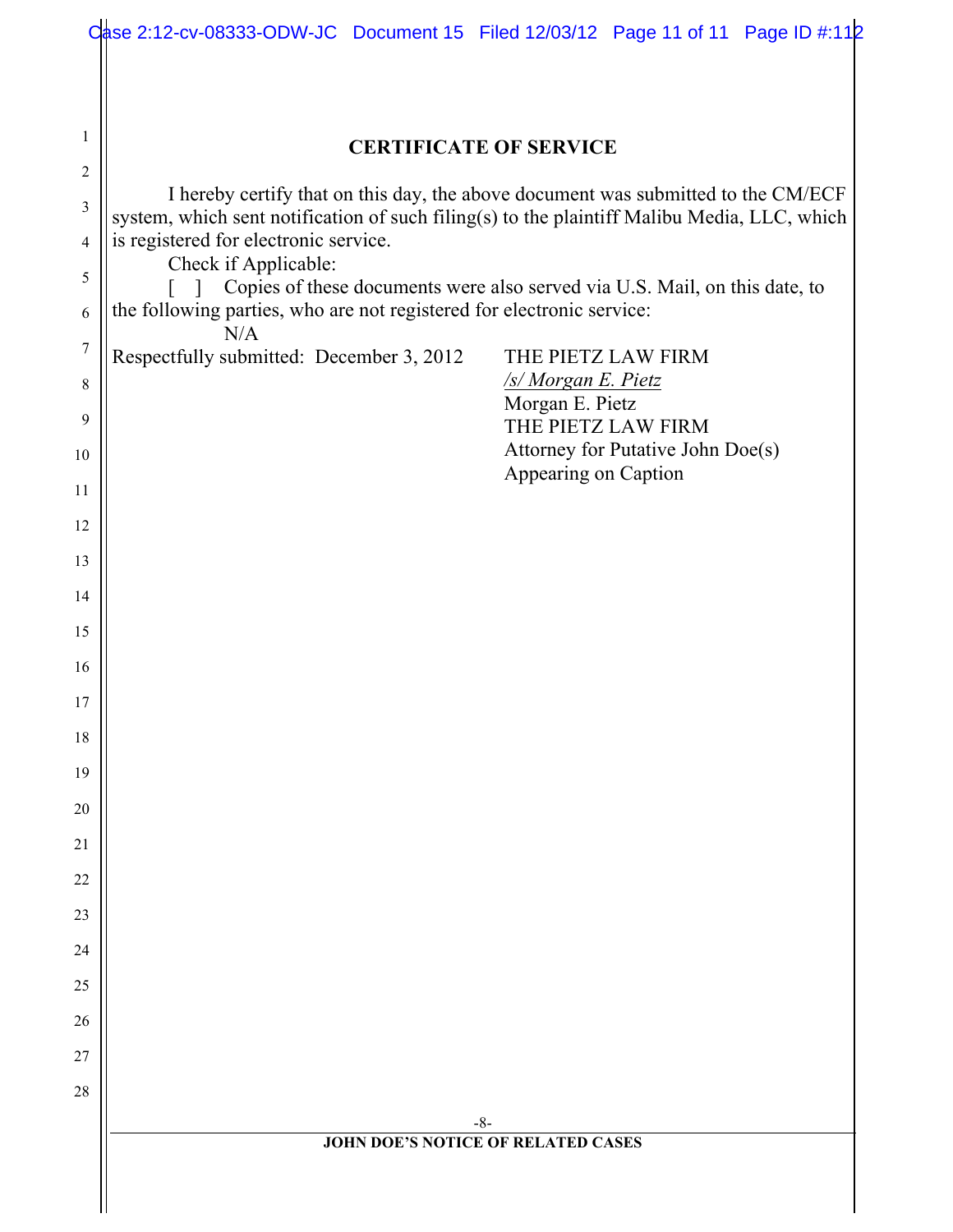# CERTIFICATE OF SERVICE

I hereby certify that on this day, the above document was submitted to the CM/ECF system, which sent notification of such filing(s) to the plaintiff Malibu Media, LLC, which is registered for electronic service.

Check if Applicable:

[ ] Copies of these documents were also served via U.S. Mail, on this date, to the following parties, who are not registered for electronic service:

N/A

Respectfully submitted: December 3, 2012

THE PIETZ LAW FIRM

*/s/ Morgan E. Pietz*

Morgan E. Pietz
THE PIETZ LAW FIRM
Attorney for Putative John Doe(s)
Appearing on Caption